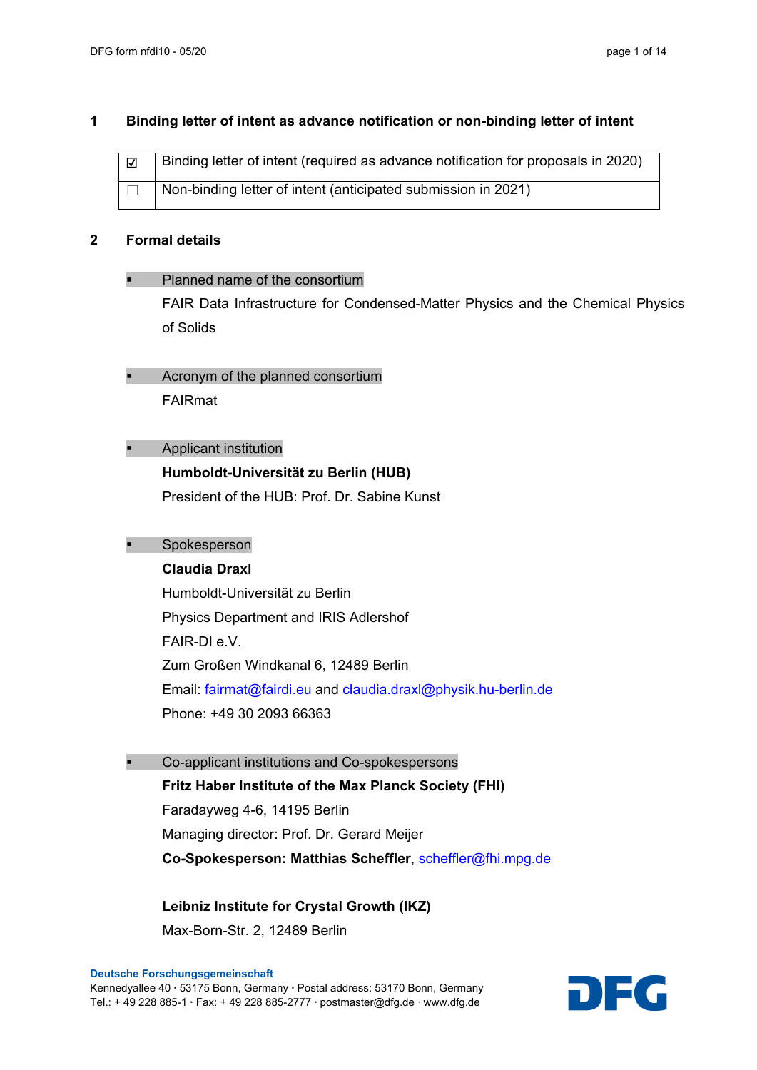## 1 Binding letter of intent as advance notification or non-binding letter of intent

| | |
|---|---|
| ☑ | Binding letter of intent (required as advance notification for proposals in 2020) |
| ☐ | Non-binding letter of intent (anticipated submission in 2021) |

## 2 Formal details

- Planned name of the consortium

  FAIR Data Infrastructure for Condensed-Matter Physics and the Chemical Physics of Solids

- Acronym of the planned consortium

  FAIRmat

- Applicant institution

  **Humboldt-Universität zu Berlin (HUB)**

  President of the HUB: Prof. Dr. Sabine Kunst

- Spokesperson

  **Claudia Draxl**

  Humboldt-Universität zu Berlin

  Physics Department and IRIS Adlershof

  FAIR-DI e.V.

  Zum Großen Windkanal 6, 12489 Berlin

  Email: fairmat@fairdi.eu and claudia.draxl@physik.hu-berlin.de

  Phone: +49 30 2093 66363

- Co-applicant institutions and Co-spokespersons

  **Fritz Haber Institute of the Max Planck Society (FHI)**

  Faradayweg 4-6, 14195 Berlin

  Managing director: Prof. Dr. Gerard Meijer

  **Co-Spokesperson: Matthias Scheffler**, scheffler@fhi.mpg.de

  **Leibniz Institute for Crystal Growth (IKZ)**

  Max-Born-Str. 2, 12489 Berlin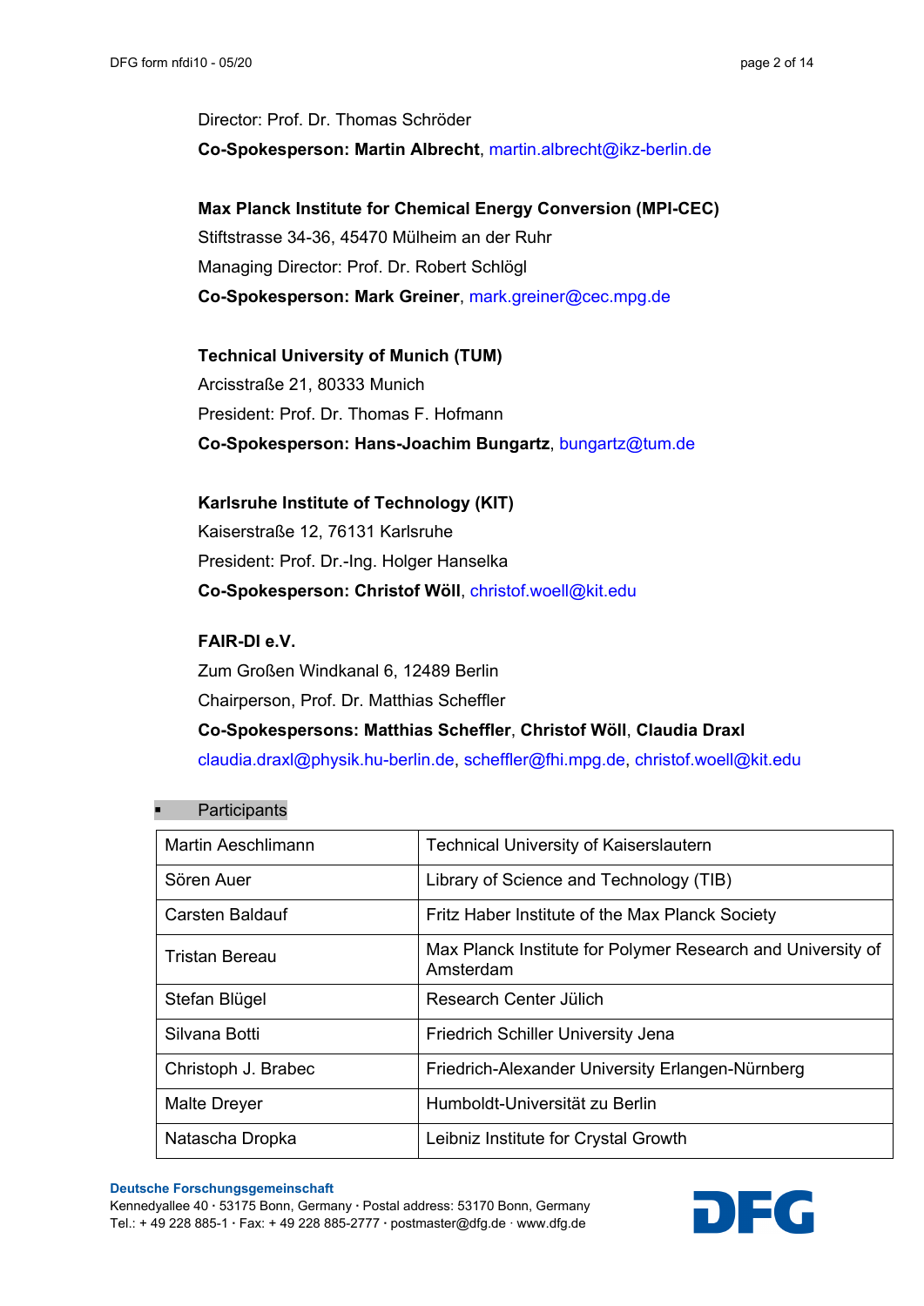Director: Prof. Dr. Thomas Schröder

**Co-Spokesperson: Martin Albrecht**, martin.albrecht@ikz-berlin.de

**Max Planck Institute for Chemical Energy Conversion (MPI-CEC)**

Stiftstrasse 34-36, 45470 Mülheim an der Ruhr

Managing Director: Prof. Dr. Robert Schlögl

**Co-Spokesperson: Mark Greiner**, mark.greiner@cec.mpg.de

**Technical University of Munich (TUM)**

Arcisstraße 21, 80333 Munich

President: Prof. Dr. Thomas F. Hofmann

**Co-Spokesperson: Hans-Joachim Bungartz**, bungartz@tum.de

**Karlsruhe Institute of Technology (KIT)**

Kaiserstraße 12, 76131 Karlsruhe

President: Prof. Dr.-Ing. Holger Hanselka

**Co-Spokesperson: Christof Wöll**, christof.woell@kit.edu

**FAIR-DI e.V.**

Zum Großen Windkanal 6, 12489 Berlin

Chairperson, Prof. Dr. Matthias Scheffler

**Co-Spokespersons: Matthias Scheffler**, **Christof Wöll**, **Claudia Draxl**

claudia.draxl@physik.hu-berlin.de, scheffler@fhi.mpg.de, christof.woell@kit.edu

- Participants

| | |
|---|---|
| Martin Aeschlimann | Technical University of Kaiserslautern |
| Sören Auer | Library of Science and Technology (TIB) |
| Carsten Baldauf | Fritz Haber Institute of the Max Planck Society |
| Tristan Bereau | Max Planck Institute for Polymer Research and University of Amsterdam |
| Stefan Blügel | Research Center Jülich |
| Silvana Botti | Friedrich Schiller University Jena |
| Christoph J. Brabec | Friedrich-Alexander University Erlangen-Nürnberg |
| Malte Dreyer | Humboldt-Universität zu Berlin |
| Natascha Dropka | Leibniz Institute for Crystal Growth |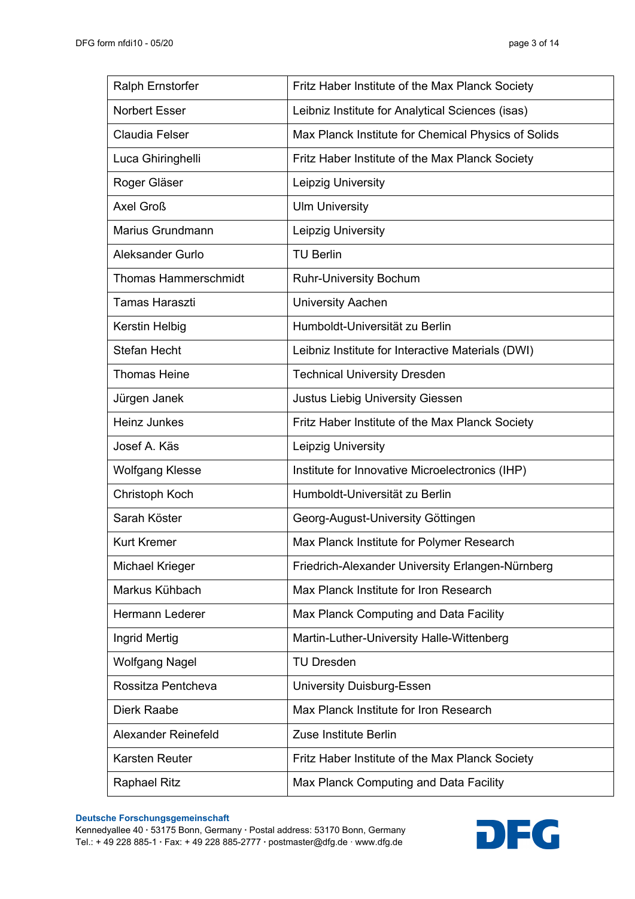| | |
|---|---|
| Ralph Ernstorfer | Fritz Haber Institute of the Max Planck Society |
| Norbert Esser | Leibniz Institute for Analytical Sciences (isas) |
| Claudia Felser | Max Planck Institute for Chemical Physics of Solids |
| Luca Ghiringhelli | Fritz Haber Institute of the Max Planck Society |
| Roger Gläser | Leipzig University |
| Axel Groß | Ulm University |
| Marius Grundmann | Leipzig University |
| Aleksander Gurlo | TU Berlin |
| Thomas Hammerschmidt | Ruhr-University Bochum |
| Tamas Haraszti | University Aachen |
| Kerstin Helbig | Humboldt-Universität zu Berlin |
| Stefan Hecht | Leibniz Institute for Interactive Materials (DWI) |
| Thomas Heine | Technical University Dresden |
| Jürgen Janek | Justus Liebig University Giessen |
| Heinz Junkes | Fritz Haber Institute of the Max Planck Society |
| Josef A. Käs | Leipzig University |
| Wolfgang Klesse | Institute for Innovative Microelectronics (IHP) |
| Christoph Koch | Humboldt-Universität zu Berlin |
| Sarah Köster | Georg-August-University Göttingen |
| Kurt Kremer | Max Planck Institute for Polymer Research |
| Michael Krieger | Friedrich-Alexander University Erlangen-Nürnberg |
| Markus Kühbach | Max Planck Institute for Iron Research |
| Hermann Lederer | Max Planck Computing and Data Facility |
| Ingrid Mertig | Martin-Luther-University Halle-Wittenberg |
| Wolfgang Nagel | TU Dresden |
| Rossitza Pentcheva | University Duisburg-Essen |
| Dierk Raabe | Max Planck Institute for Iron Research |
| Alexander Reinefeld | Zuse Institute Berlin |
| Karsten Reuter | Fritz Haber Institute of the Max Planck Society |
| Raphael Ritz | Max Planck Computing and Data Facility |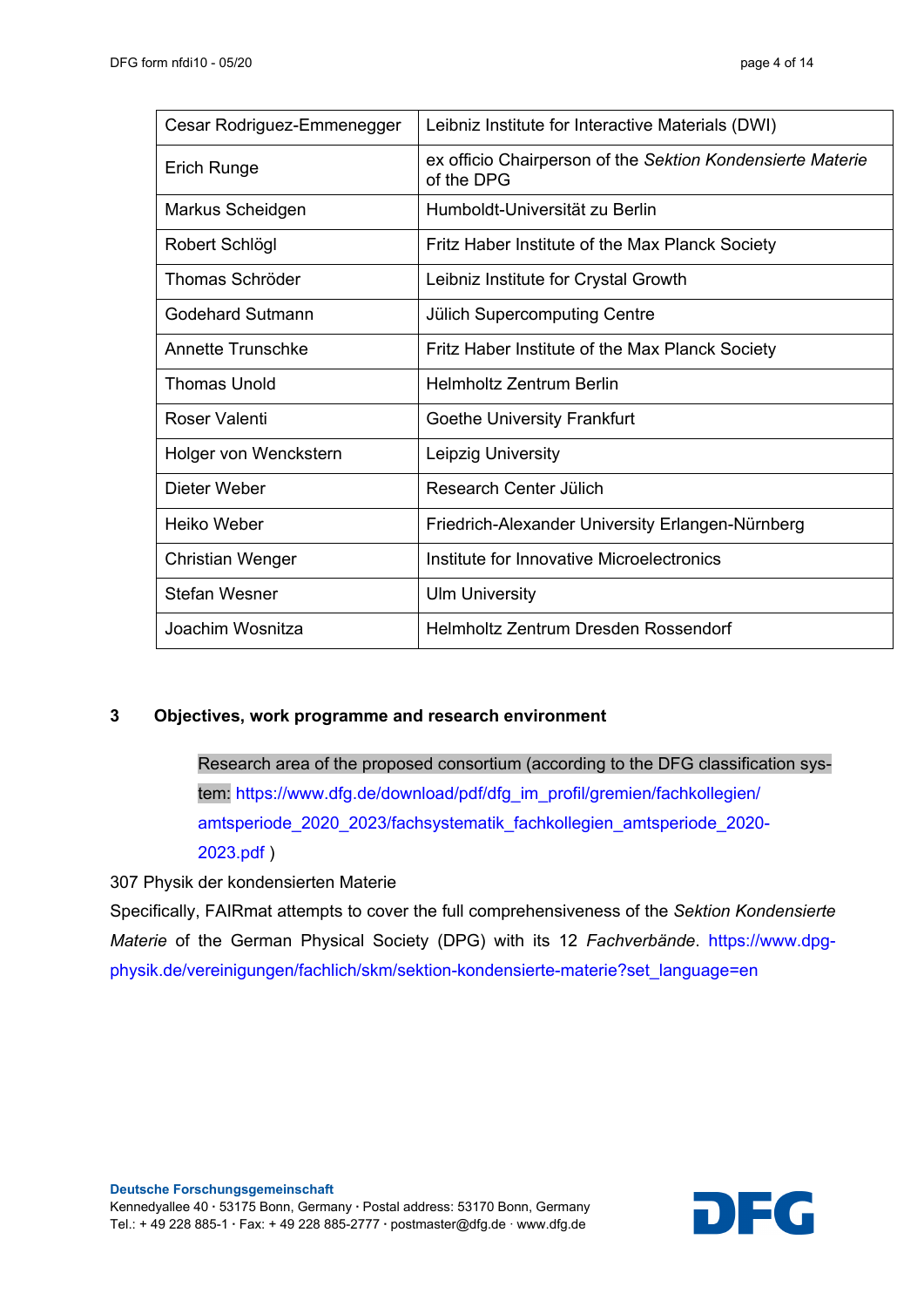| Cesar Rodriguez-Emmenegger | Leibniz Institute for Interactive Materials (DWI) |
|---|---|
| Erich Runge | ex officio Chairperson of the *Sektion Kondensierte Materie* of the DPG |
| Markus Scheidgen | Humboldt-Universität zu Berlin |
| Robert Schlögl | Fritz Haber Institute of the Max Planck Society |
| Thomas Schröder | Leibniz Institute for Crystal Growth |
| Godehard Sutmann | Jülich Supercomputing Centre |
| Annette Trunschke | Fritz Haber Institute of the Max Planck Society |
| Thomas Unold | Helmholtz Zentrum Berlin |
| Roser Valenti | Goethe University Frankfurt |
| Holger von Wenckstern | Leipzig University |
| Dieter Weber | Research Center Jülich |
| Heiko Weber | Friedrich-Alexander University Erlangen-Nürnberg |
| Christian Wenger | Institute for Innovative Microelectronics |
| Stefan Wesner | Ulm University |
| Joachim Wosnitza | Helmholtz Zentrum Dresden Rossendorf |

## 3 Objectives, work programme and research environment

Research area of the proposed consortium (according to the DFG classification system: https://www.dfg.de/download/pdf/dfg_im_profil/gremien/fachkollegien/amtsperiode_2020_2023/fachsystematik_fachkollegien_amtsperiode_2020-2023.pdf )

307 Physik der kondensierten Materie

Specifically, FAIRmat attempts to cover the full comprehensiveness of the *Sektion Kondensierte Materie* of the German Physical Society (DPG) with its 12 *Fachverbände*. https://www.dpg-physik.de/vereinigungen/fachlich/skm/sektion-kondensierte-materie?set_language=en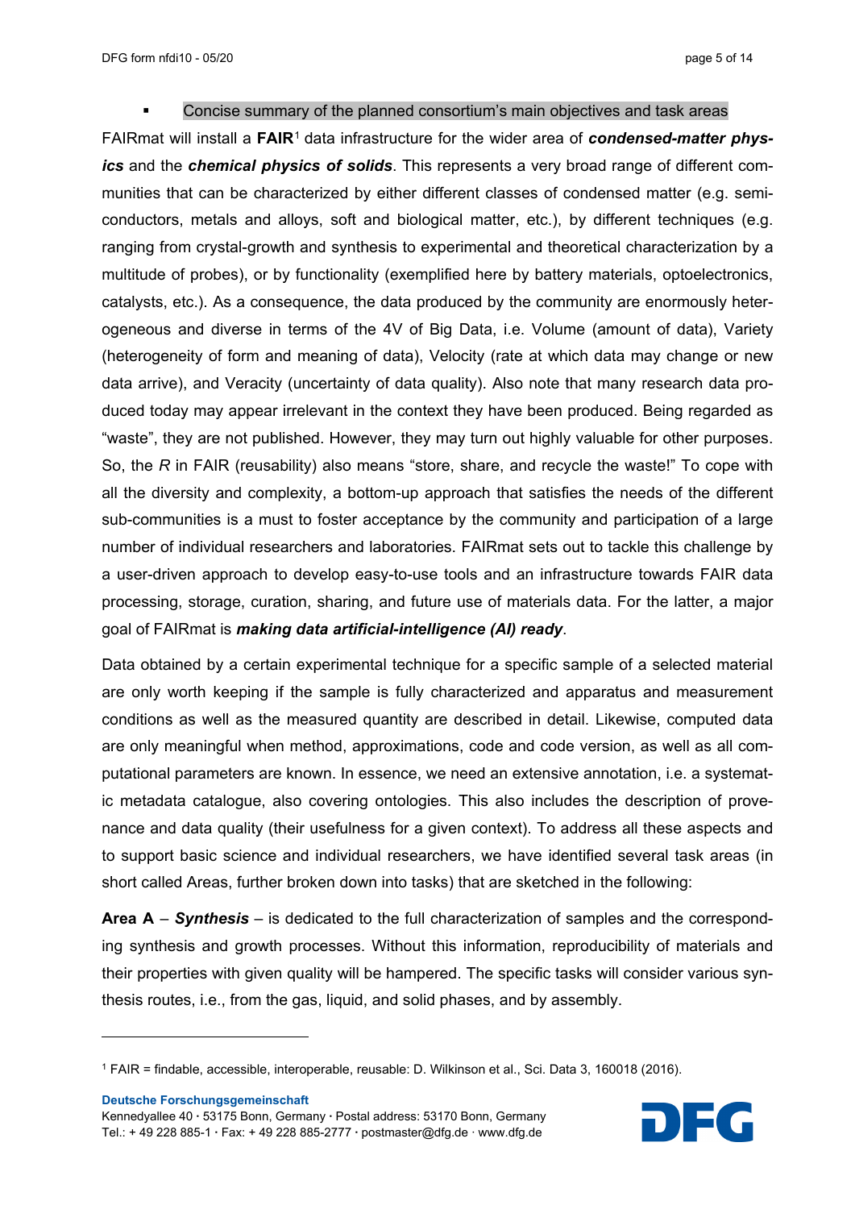- Concise summary of the planned consortium's main objectives and task areas

FAIRmat will install a **FAIR**[1] data infrastructure for the wider area of ***condensed-matter physics*** and the ***chemical physics of solids***. This represents a very broad range of different communities that can be characterized by either different classes of condensed matter (e.g. semiconductors, metals and alloys, soft and biological matter, etc.), by different techniques (e.g. ranging from crystal-growth and synthesis to experimental and theoretical characterization by a multitude of probes), or by functionality (exemplified here by battery materials, optoelectronics, catalysts, etc.). As a consequence, the data produced by the community are enormously heterogeneous and diverse in terms of the 4V of Big Data, i.e. Volume (amount of data), Variety (heterogeneity of form and meaning of data), Velocity (rate at which data may change or new data arrive), and Veracity (uncertainty of data quality). Also note that many research data produced today may appear irrelevant in the context they have been produced. Being regarded as "waste", they are not published. However, they may turn out highly valuable for other purposes. So, the *R* in FAIR (reusability) also means "store, share, and recycle the waste!" To cope with all the diversity and complexity, a bottom-up approach that satisfies the needs of the different sub-communities is a must to foster acceptance by the community and participation of a large number of individual researchers and laboratories. FAIRmat sets out to tackle this challenge by a user-driven approach to develop easy-to-use tools and an infrastructure towards FAIR data processing, storage, curation, sharing, and future use of materials data. For the latter, a major goal of FAIRmat is ***making data artificial-intelligence (AI) ready***.

Data obtained by a certain experimental technique for a specific sample of a selected material are only worth keeping if the sample is fully characterized and apparatus and measurement conditions as well as the measured quantity are described in detail. Likewise, computed data are only meaningful when method, approximations, code and code version, as well as all computational parameters are known. In essence, we need an extensive annotation, i.e. a systematic metadata catalogue, also covering ontologies. This also includes the description of provenance and data quality (their usefulness for a given context). To address all these aspects and to support basic science and individual researchers, we have identified several task areas (in short called Areas, further broken down into tasks) that are sketched in the following:

**Area A** – ***Synthesis*** – is dedicated to the full characterization of samples and the corresponding synthesis and growth processes. Without this information, reproducibility of materials and their properties with given quality will be hampered. The specific tasks will consider various synthesis routes, i.e., from the gas, liquid, and solid phases, and by assembly.

[1] FAIR = findable, accessible, interoperable, reusable: D. Wilkinson et al., Sci. Data 3, 160018 (2016).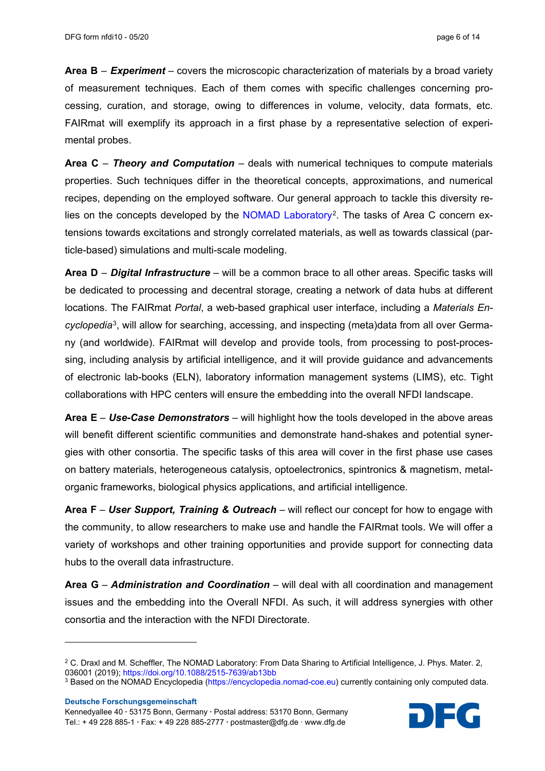**Area B** – ***Experiment*** – covers the microscopic characterization of materials by a broad variety of measurement techniques. Each of them comes with specific challenges concerning processing, curation, and storage, owing to differences in volume, velocity, data formats, etc. FAIRmat will exemplify its approach in a first phase by a representative selection of experimental probes.

**Area C** – ***Theory and Computation*** – deals with numerical techniques to compute materials properties. Such techniques differ in the theoretical concepts, approximations, and numerical recipes, depending on the employed software. Our general approach to tackle this diversity relies on the concepts developed by the NOMAD Laboratory[2]. The tasks of Area C concern extensions towards excitations and strongly correlated materials, as well as towards classical (particle-based) simulations and multi-scale modeling.

**Area D** – ***Digital Infrastructure*** – will be a common brace to all other areas. Specific tasks will be dedicated to processing and decentral storage, creating a network of data hubs at different locations. The FAIRmat *Portal*, a web-based graphical user interface, including a *Materials Encyclopedia*[3], will allow for searching, accessing, and inspecting (meta)data from all over Germany (and worldwide). FAIRmat will develop and provide tools, from processing to post-processing, including analysis by artificial intelligence, and it will provide guidance and advancements of electronic lab-books (ELN), laboratory information management systems (LIMS), etc. Tight collaborations with HPC centers will ensure the embedding into the overall NFDI landscape.

**Area E** – ***Use-Case Demonstrators*** – will highlight how the tools developed in the above areas will benefit different scientific communities and demonstrate hand-shakes and potential synergies with other consortia. The specific tasks of this area will cover in the first phase use cases on battery materials, heterogeneous catalysis, optoelectronics, spintronics & magnetism, metal-organic frameworks, biological physics applications, and artificial intelligence.

**Area F** – ***User Support, Training & Outreach*** – will reflect our concept for how to engage with the community, to allow researchers to make use and handle the FAIRmat tools. We will offer a variety of workshops and other training opportunities and provide support for connecting data hubs to the overall data infrastructure.

**Area G** – ***Administration and Coordination*** – will deal with all coordination and management issues and the embedding into the Overall NFDI. As such, it will address synergies with other consortia and the interaction with the NFDI Directorate.

---

[2] C. Draxl and M. Scheffler, The NOMAD Laboratory: From Data Sharing to Artificial Intelligence, J. Phys. Mater. 2, 036001 (2019); https://doi.org/10.1088/2515-7639/ab13bb

[3] Based on the NOMAD Encyclopedia (https://encyclopedia.nomad-coe.eu) currently containing only computed data.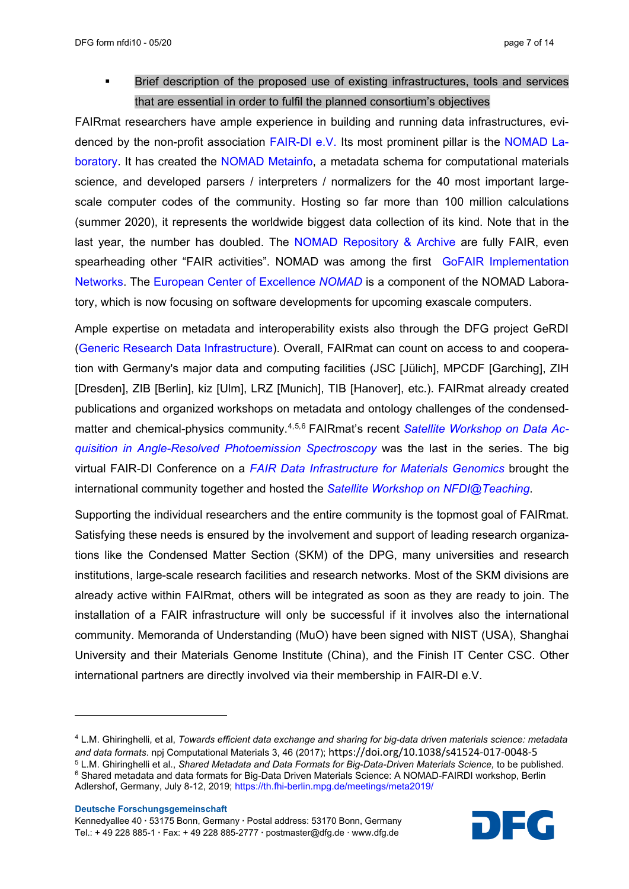- Brief description of the proposed use of existing infrastructures, tools and services that are essential in order to fulfil the planned consortium's objectives

FAIRmat researchers have ample experience in building and running data infrastructures, evidenced by the non-profit association FAIR-DI e.V. Its most prominent pillar is the NOMAD Laboratory. It has created the NOMAD Metainfo, a metadata schema for computational materials science, and developed parsers / interpreters / normalizers for the 40 most important large-scale computer codes of the community. Hosting so far more than 100 million calculations (summer 2020), it represents the worldwide biggest data collection of its kind. Note that in the last year, the number has doubled. The NOMAD Repository & Archive are fully FAIR, even spearheading other "FAIR activities". NOMAD was among the first GoFAIR Implementation Networks. The European Center of Excellence *NOMAD* is a component of the NOMAD Laboratory, which is now focusing on software developments for upcoming exascale computers.

Ample expertise on metadata and interoperability exists also through the DFG project GeRDI (Generic Research Data Infrastructure). Overall, FAIRmat can count on access to and cooperation with Germany's major data and computing facilities (JSC [Jülich], MPCDF [Garching], ZIH [Dresden], ZIB [Berlin], kiz [Ulm], LRZ [Munich], TIB [Hanover], etc.). FAIRmat already created publications and organized workshops on metadata and ontology challenges of the condensed-matter and chemical-physics community.[4,5,6] FAIRmat's recent *Satellite Workshop on Data Acquisition in Angle-Resolved Photoemission Spectroscopy* was the last in the series. The big virtual FAIR-DI Conference on a *FAIR Data Infrastructure for Materials Genomics* brought the international community together and hosted the *Satellite Workshop on NFDI@Teaching*.

Supporting the individual researchers and the entire community is the topmost goal of FAIRmat. Satisfying these needs is ensured by the involvement and support of leading research organizations like the Condensed Matter Section (SKM) of the DPG, many universities and research institutions, large-scale research facilities and research networks. Most of the SKM divisions are already active within FAIRmat, others will be integrated as soon as they are ready to join. The installation of a FAIR infrastructure will only be successful if it involves also the international community. Memoranda of Understanding (MuO) have been signed with NIST (USA), Shanghai University and their Materials Genome Institute (China), and the Finish IT Center CSC. Other international partners are directly involved via their membership in FAIR-DI e.V.

---

[4] L.M. Ghiringhelli, et al, *Towards efficient data exchange and sharing for big-data driven materials science: metadata and data formats*. npj Computational Materials 3, 46 (2017); https://doi.org/10.1038/s41524-017-0048-5

[5] L.M. Ghiringhelli et al., *Shared Metadata and Data Formats for Big-Data-Driven Materials Science,* to be published.

[6] Shared metadata and data formats for Big-Data Driven Materials Science: A NOMAD-FAIRDI workshop, Berlin Adlershof, Germany, July 8-12, 2019; https://th.fhi-berlin.mpg.de/meetings/meta2019/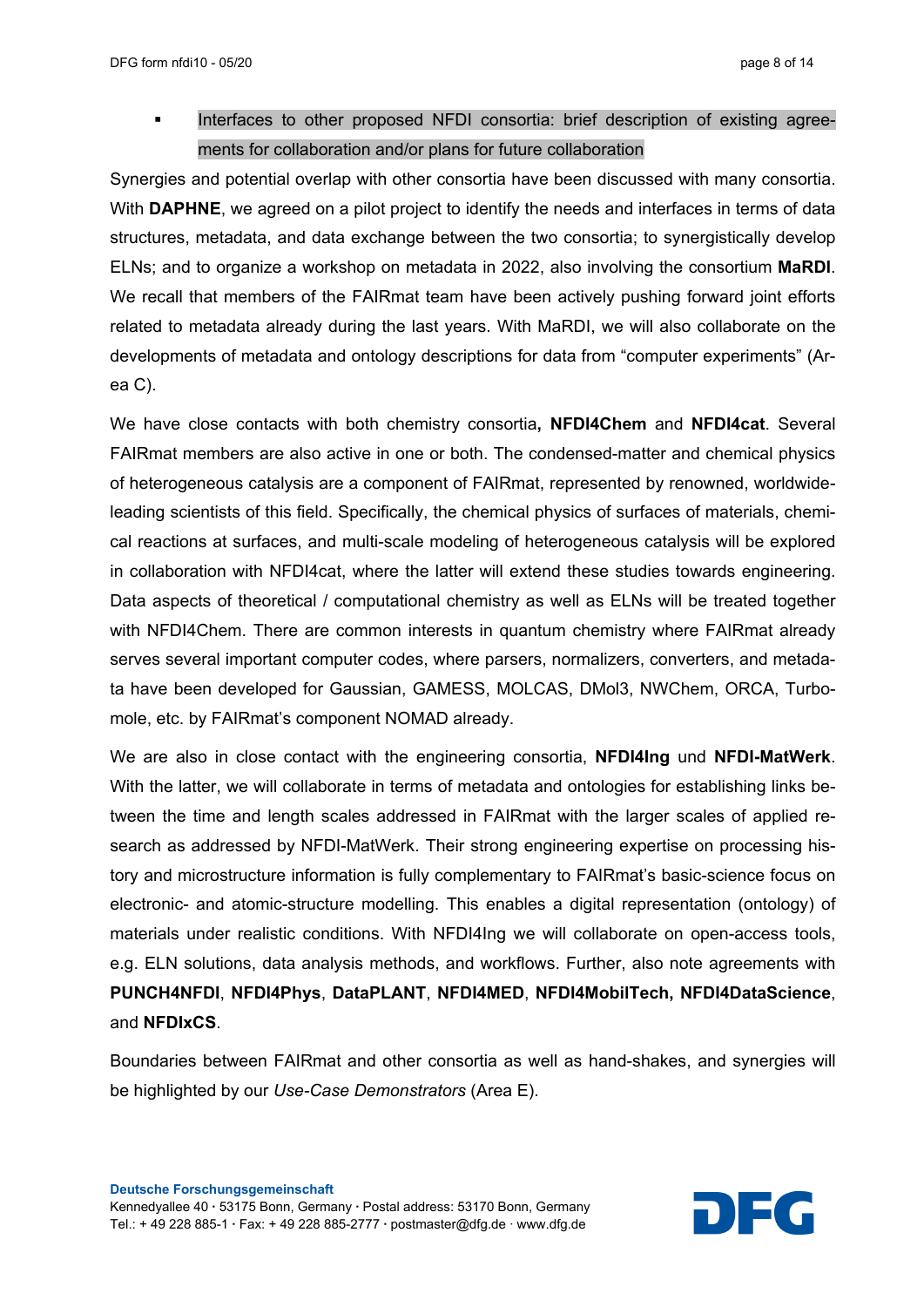- Interfaces to other proposed NFDI consortia: brief description of existing agreements for collaboration and/or plans for future collaboration

Synergies and potential overlap with other consortia have been discussed with many consortia. With **DAPHNE**, we agreed on a pilot project to identify the needs and interfaces in terms of data structures, metadata, and data exchange between the two consortia; to synergistically develop ELNs; and to organize a workshop on metadata in 2022, also involving the consortium **MaRDI**. We recall that members of the FAIRmat team have been actively pushing forward joint efforts related to metadata already during the last years. With MaRDI, we will also collaborate on the developments of metadata and ontology descriptions for data from "computer experiments" (Area C).

We have close contacts with both chemistry consortia**, NFDI4Chem** and **NFDI4cat**. Several FAIRmat members are also active in one or both. The condensed-matter and chemical physics of heterogeneous catalysis are a component of FAIRmat, represented by renowned, worldwide-leading scientists of this field. Specifically, the chemical physics of surfaces of materials, chemical reactions at surfaces, and multi-scale modeling of heterogeneous catalysis will be explored in collaboration with NFDI4cat, where the latter will extend these studies towards engineering. Data aspects of theoretical / computational chemistry as well as ELNs will be treated together with NFDI4Chem. There are common interests in quantum chemistry where FAIRmat already serves several important computer codes, where parsers, normalizers, converters, and metadata have been developed for Gaussian, GAMESS, MOLCAS, DMol3, NWChem, ORCA, Turbomole, etc. by FAIRmat's component NOMAD already.

We are also in close contact with the engineering consortia, **NFDI4Ing** und **NFDI-MatWerk**. With the latter, we will collaborate in terms of metadata and ontologies for establishing links between the time and length scales addressed in FAIRmat with the larger scales of applied research as addressed by NFDI-MatWerk. Their strong engineering expertise on processing history and microstructure information is fully complementary to FAIRmat's basic-science focus on electronic- and atomic-structure modelling. This enables a digital representation (ontology) of materials under realistic conditions. With NFDI4Ing we will collaborate on open-access tools, e.g. ELN solutions, data analysis methods, and workflows. Further, also note agreements with **PUNCH4NFDI**, **NFDI4Phys**, **DataPLANT**, **NFDI4MED**, **NFDI4MobilTech, NFDI4DataScience**, and **NFDIxCS**.

Boundaries between FAIRmat and other consortia as well as hand-shakes, and synergies will be highlighted by our *Use-Case Demonstrators* (Area E).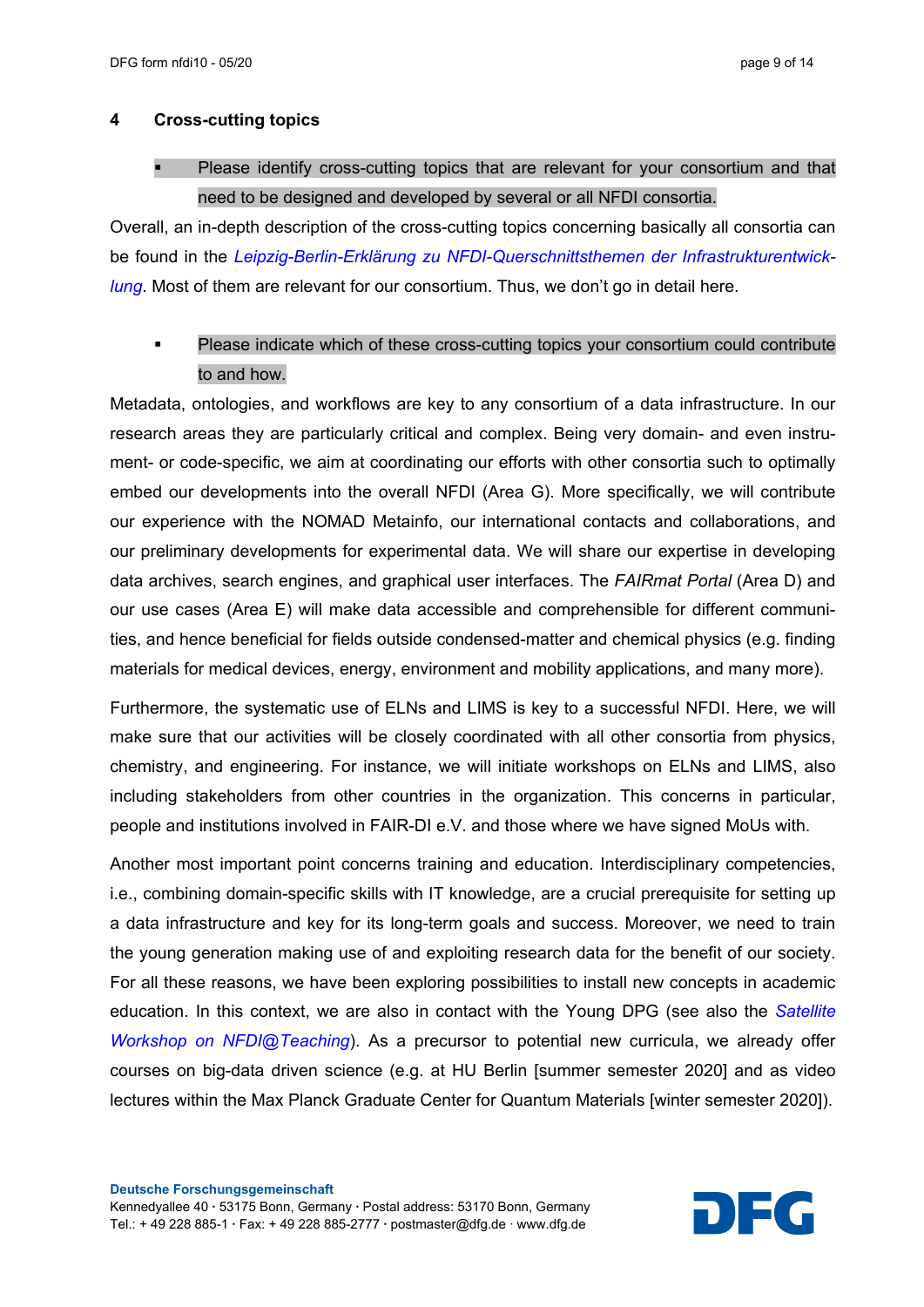## 4 Cross-cutting topics

- Please identify cross-cutting topics that are relevant for your consortium and that need to be designed and developed by several or all NFDI consortia.

Overall, an in-depth description of the cross-cutting topics concerning basically all consortia can be found in the *Leipzig-Berlin-Erklärung zu NFDI-Querschnittsthemen der Infrastrukturentwicklung*. Most of them are relevant for our consortium. Thus, we don't go in detail here.

- Please indicate which of these cross-cutting topics your consortium could contribute to and how.

Metadata, ontologies, and workflows are key to any consortium of a data infrastructure. In our research areas they are particularly critical and complex. Being very domain- and even instrument- or code-specific, we aim at coordinating our efforts with other consortia such to optimally embed our developments into the overall NFDI (Area G). More specifically, we will contribute our experience with the NOMAD Metainfo, our international contacts and collaborations, and our preliminary developments for experimental data. We will share our expertise in developing data archives, search engines, and graphical user interfaces. The *FAIRmat Portal* (Area D) and our use cases (Area E) will make data accessible and comprehensible for different communities, and hence beneficial for fields outside condensed-matter and chemical physics (e.g. finding materials for medical devices, energy, environment and mobility applications, and many more).

Furthermore, the systematic use of ELNs and LIMS is key to a successful NFDI. Here, we will make sure that our activities will be closely coordinated with all other consortia from physics, chemistry, and engineering. For instance, we will initiate workshops on ELNs and LIMS, also including stakeholders from other countries in the organization. This concerns in particular, people and institutions involved in FAIR-DI e.V. and those where we have signed MoUs with.

Another most important point concerns training and education. Interdisciplinary competencies, i.e., combining domain-specific skills with IT knowledge, are a crucial prerequisite for setting up a data infrastructure and key for its long-term goals and success. Moreover, we need to train the young generation making use of and exploiting research data for the benefit of our society. For all these reasons, we have been exploring possibilities to install new concepts in academic education. In this context, we are also in contact with the Young DPG (see also the *Satellite Workshop on NFDI@Teaching*). As a precursor to potential new curricula, we already offer courses on big-data driven science (e.g. at HU Berlin [summer semester 2020] and as video lectures within the Max Planck Graduate Center for Quantum Materials [winter semester 2020]).